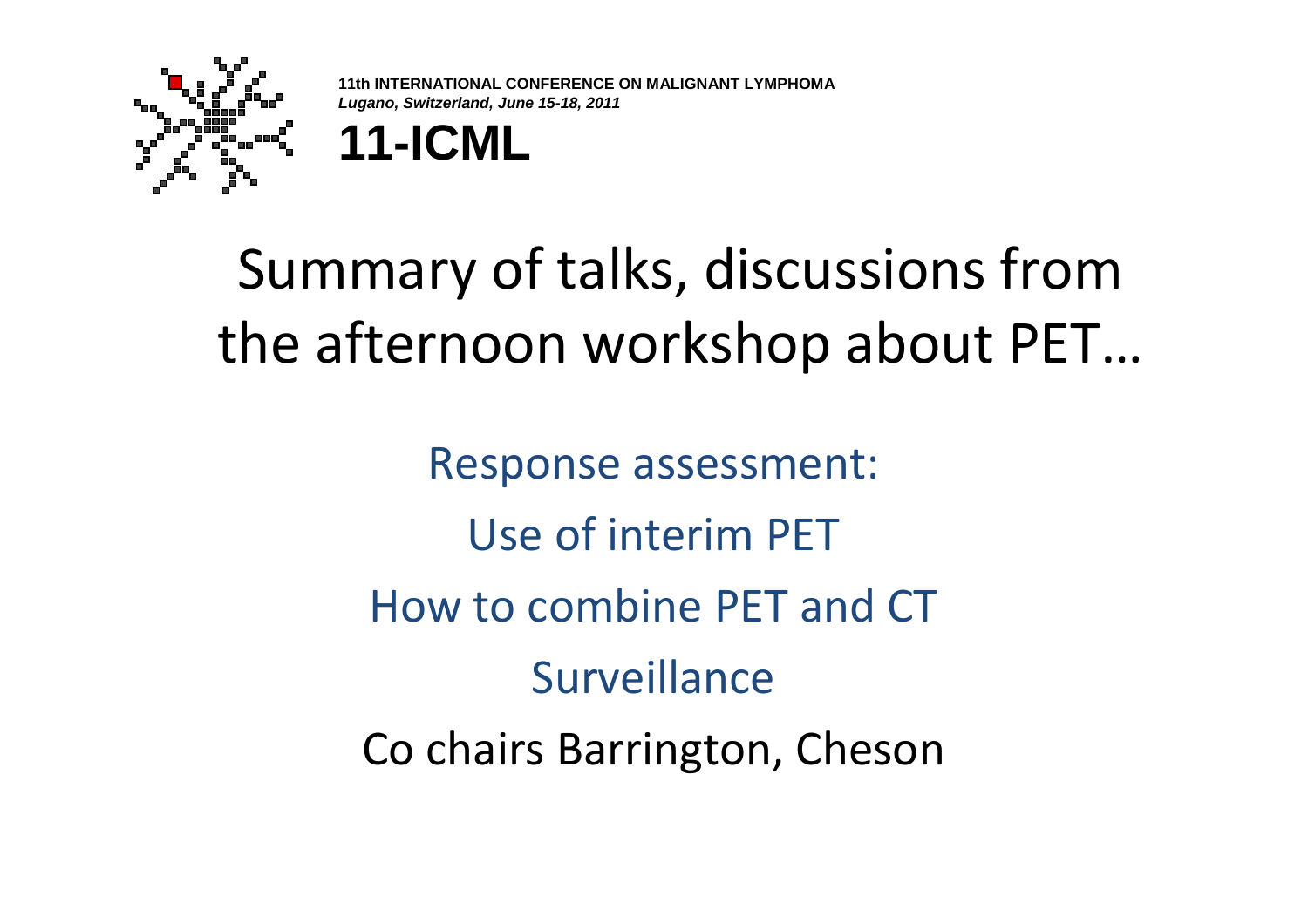**11th INTERNATIONAL CONFERENCE ON MALIGNANT LYMPHOMA**
***Lugano, Switzerland, June 15-18, 2011***

**11-ICML**

# Summary of talks, discussions from the afternoon workshop about PET…

Response assessment:

Use of interim PET

How to combine PET and CT

Surveillance

Co chairs Barrington, Cheson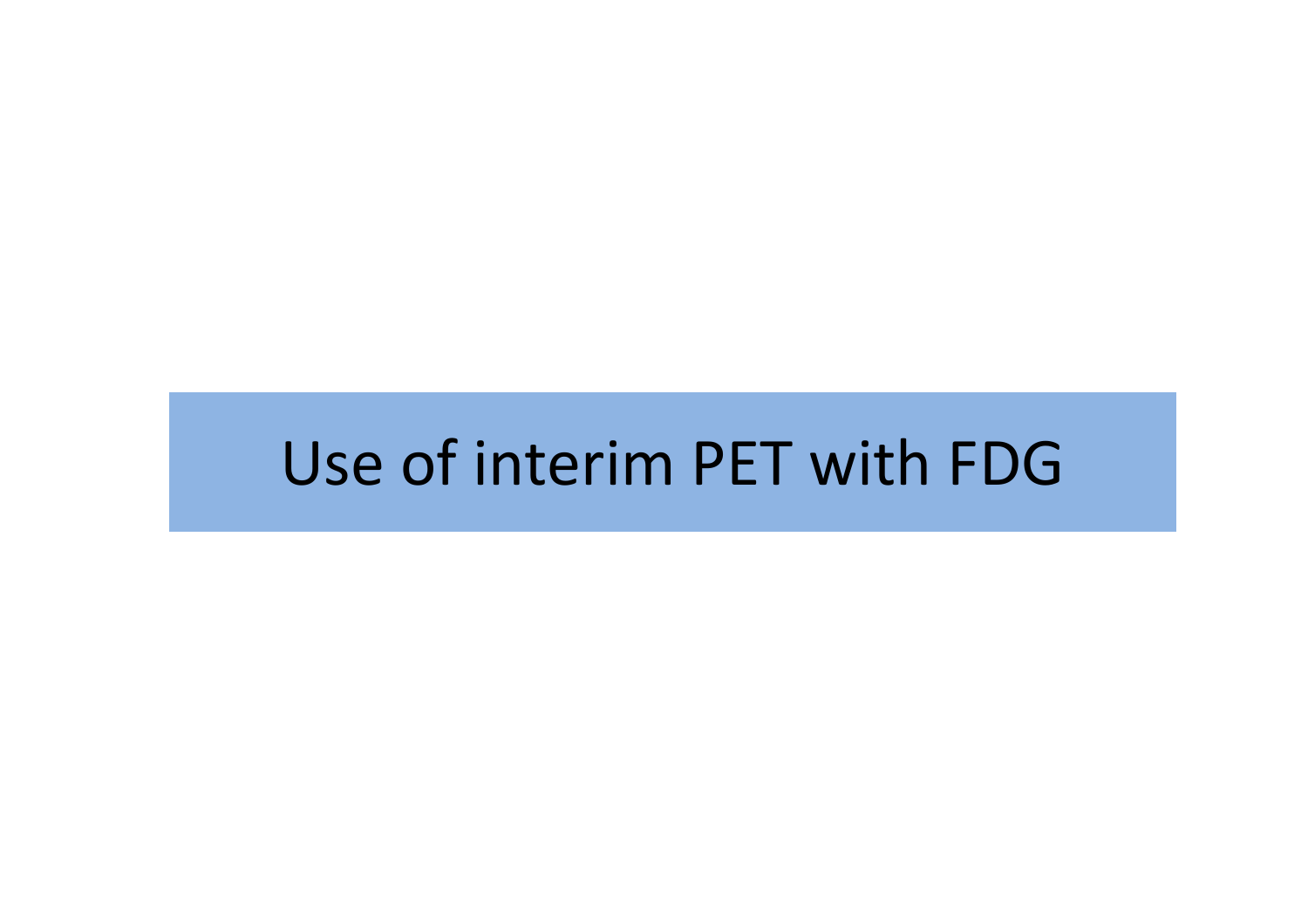# Use of interim PET with FDG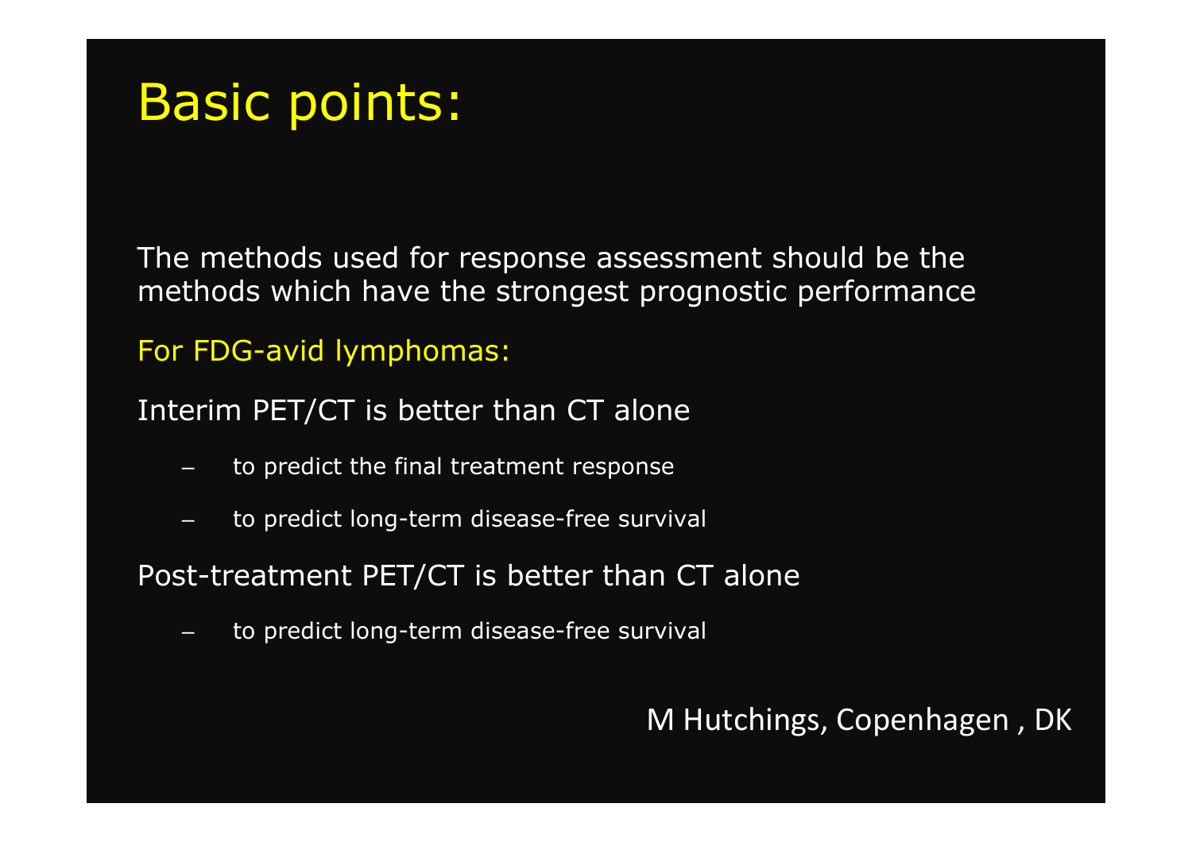# Basic points:

The methods used for response assessment should be the methods which have the strongest prognostic performance

For FDG-avid lymphomas:

Interim PET/CT is better than CT alone

- to predict the final treatment response
- to predict long-term disease-free survival

Post-treatment PET/CT is better than CT alone

- to predict long-term disease-free survival

M Hutchings, Copenhagen , DK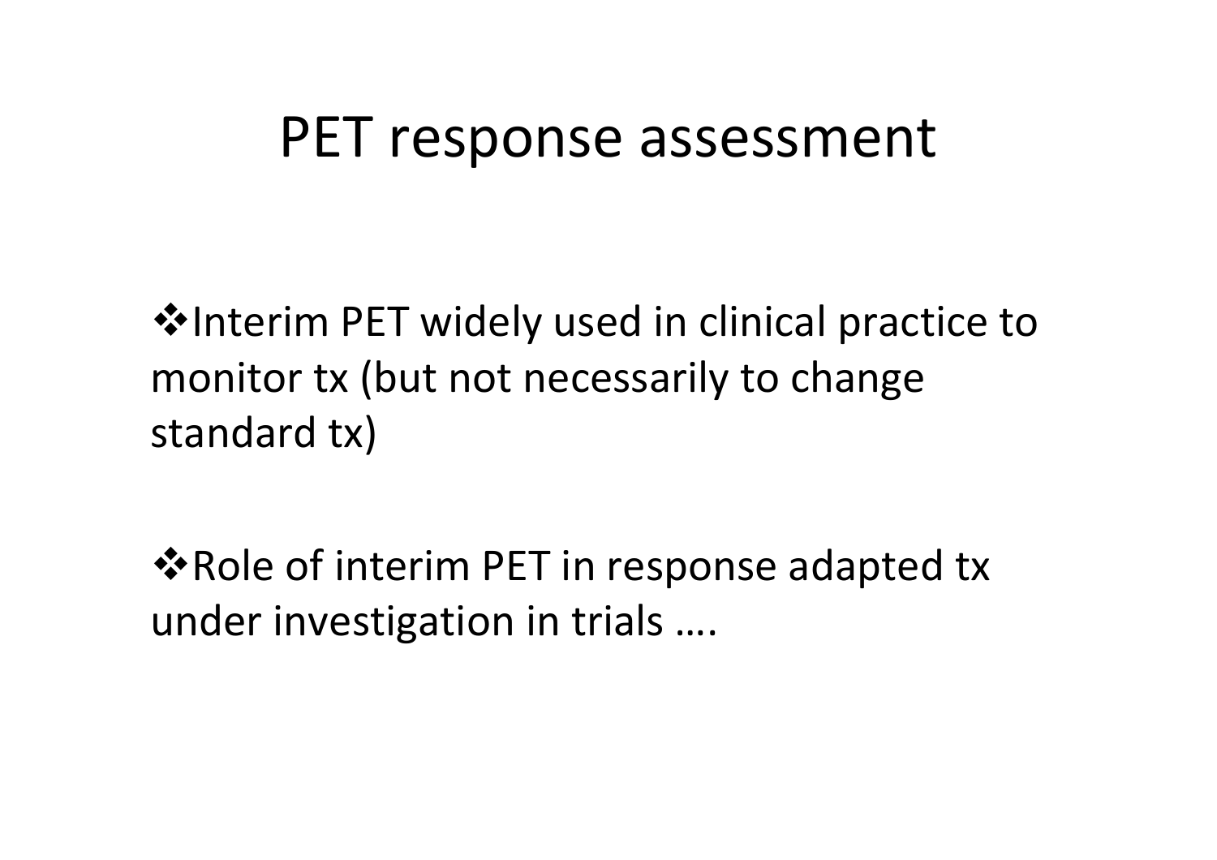# PET response assessment

- Interim PET widely used in clinical practice to monitor tx (but not necessarily to change standard tx)

- Role of interim PET in response adapted tx under investigation in trials ….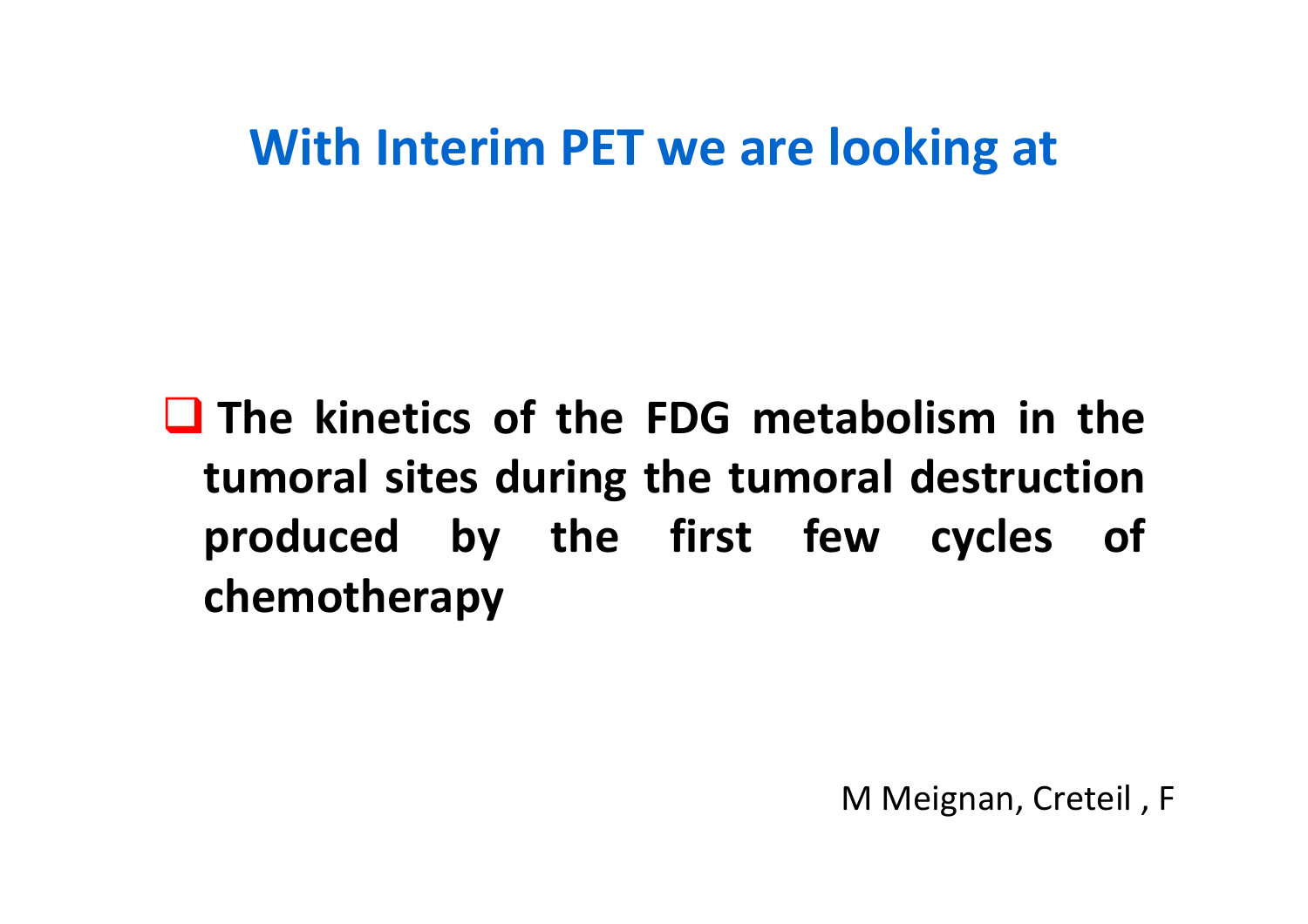## With Interim PET we are looking at

- **The kinetics of the FDG metabolism in the tumoral sites during the tumoral destruction produced by the first few cycles of chemotherapy**

M Meignan, Creteil , F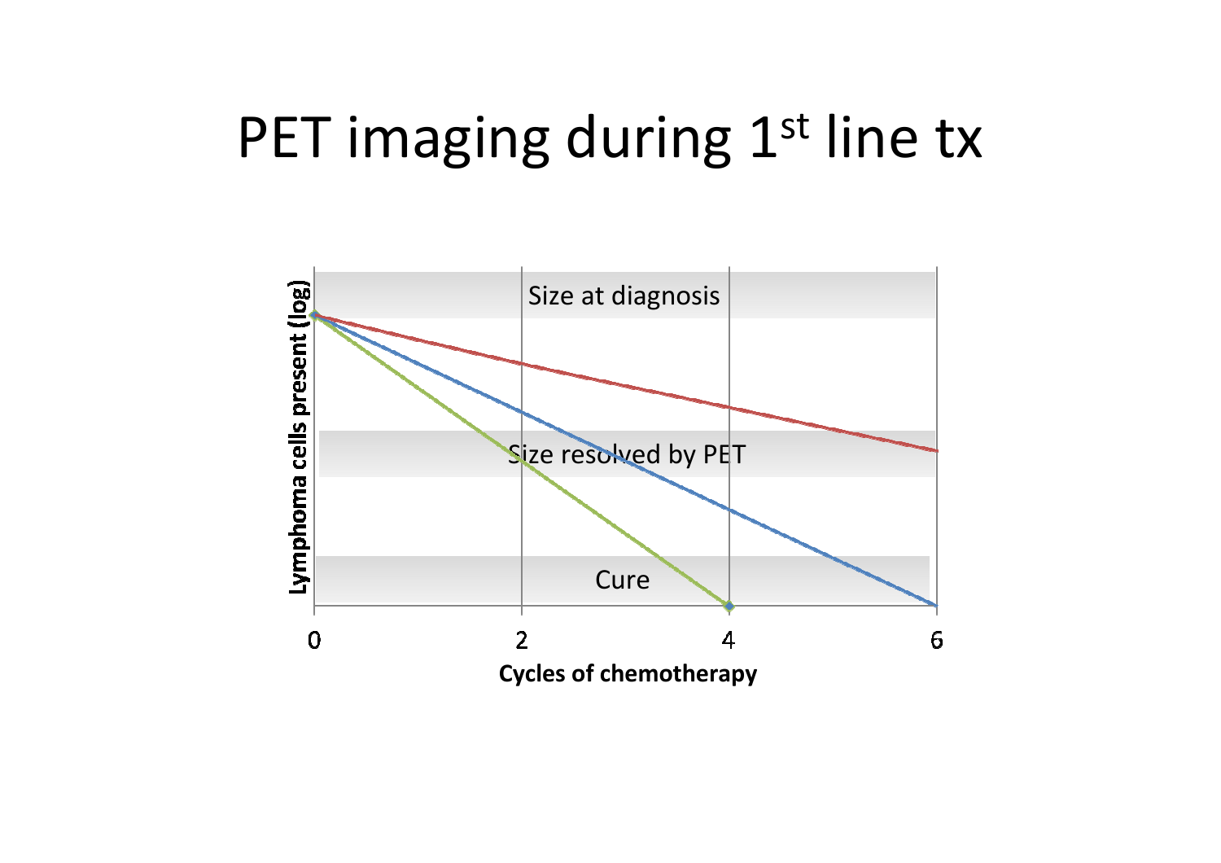# PET imaging during 1st line tx

Size at diagnosis

Size resolved by PET

Cure

Lymphoma cells present (log)

0 2 4 6

Cycles of chemotherapy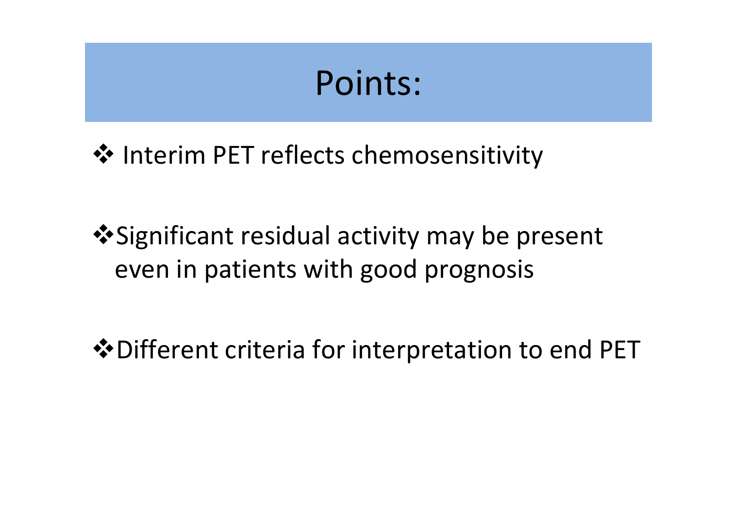# Points:

- Interim PET reflects chemosensitivity
- Significant residual activity may be present even in patients with good prognosis
- Different criteria for interpretation to end PET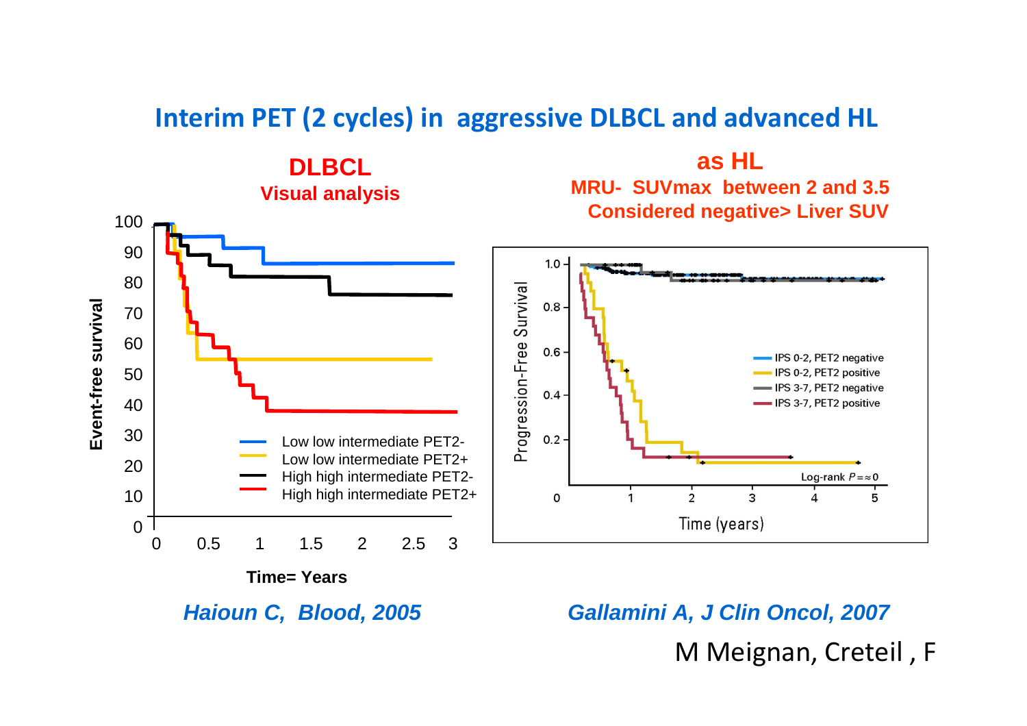# Interim PET (2 cycles) in aggressive DLBCL and advanced HL

## DLBCL
**Visual analysis**

Event-free survival

Time= Years

- Low low intermediate PET2-
- Low low intermediate PET2+
- High high intermediate PET2-
- High high intermediate PET2+

*Haioun C, Blood, 2005*

## as HL
**MRU- SUVmax between 2 and 3.5 Considered negative> Liver SUV**

Progression-Free Survival

Time (years)

- IPS 0-2, PET2 negative
- IPS 0-2, PET2 positive
- IPS 3-7, PET2 negative
- IPS 3-7, PET2 positive

Log-rank $P = \approx 0$

*Gallamini A, J Clin Oncol, 2007*

M Meignan, Creteil , F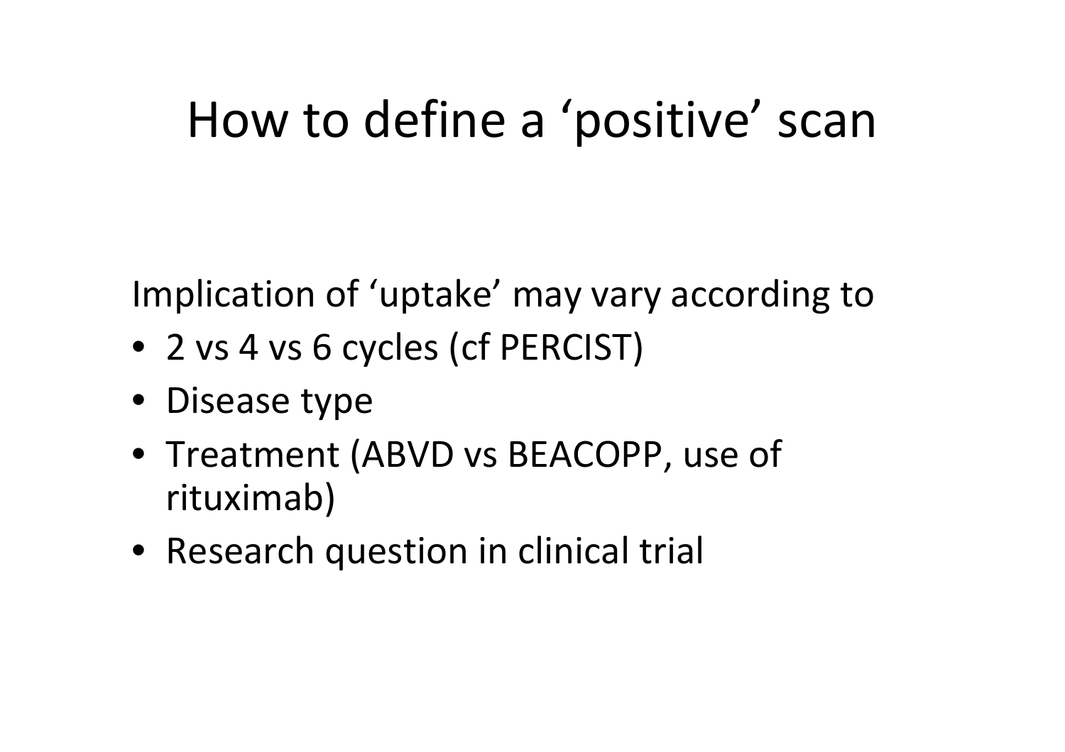# How to define a 'positive' scan

Implication of 'uptake' may vary according to

- 2 vs 4 vs 6 cycles (cf PERCIST)
- Disease type
- Treatment (ABVD vs BEACOPP, use of rituximab)
- Research question in clinical trial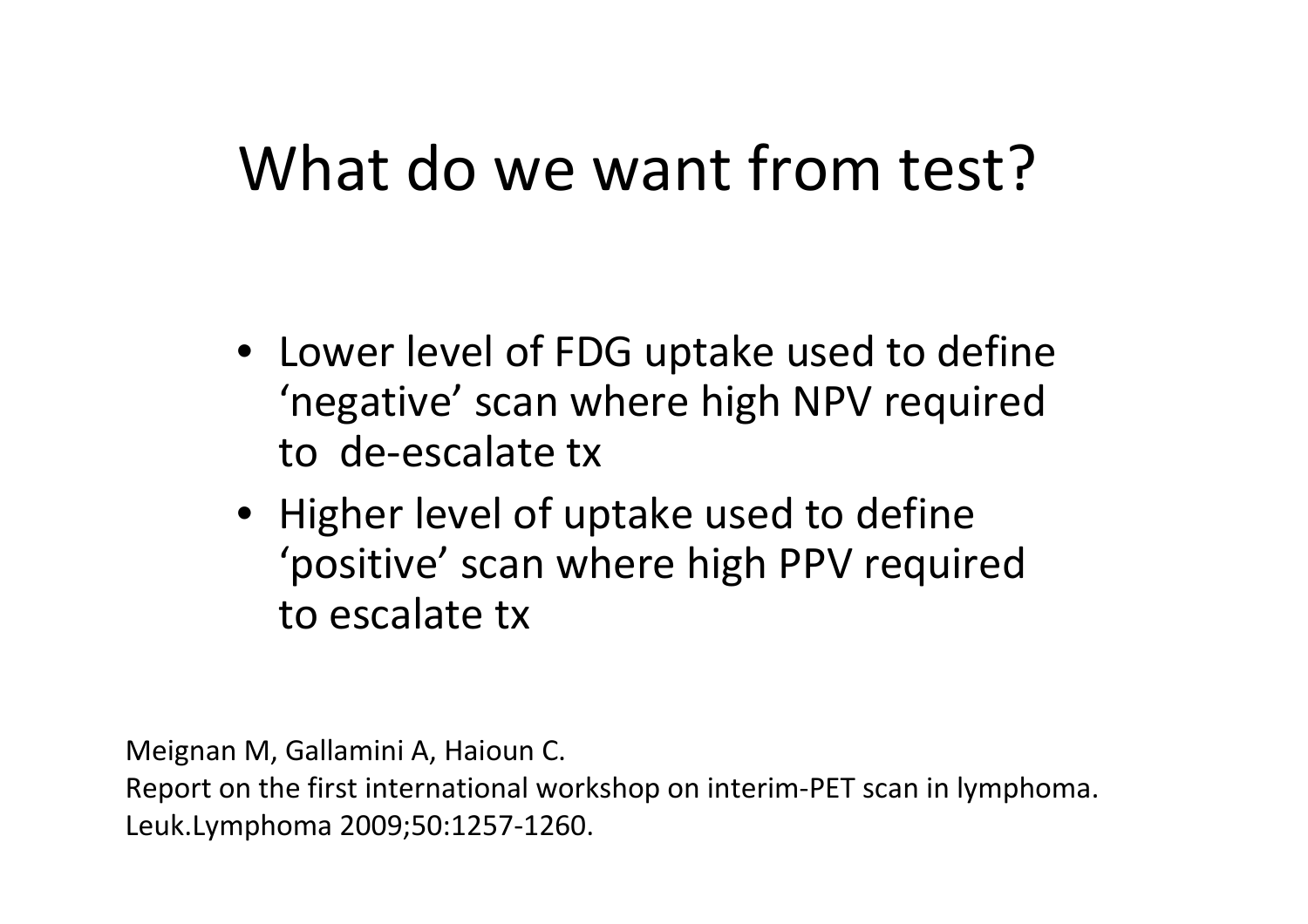# What do we want from test?

- Lower level of FDG uptake used to define ‘negative’ scan where high NPV required to de-escalate tx
- Higher level of uptake used to define ‘positive’ scan where high PPV required to escalate tx

Meignan M, Gallamini A, Haioun C.
Report on the first international workshop on interim-PET scan in lymphoma.
Leuk.Lymphoma 2009;50:1257-1260.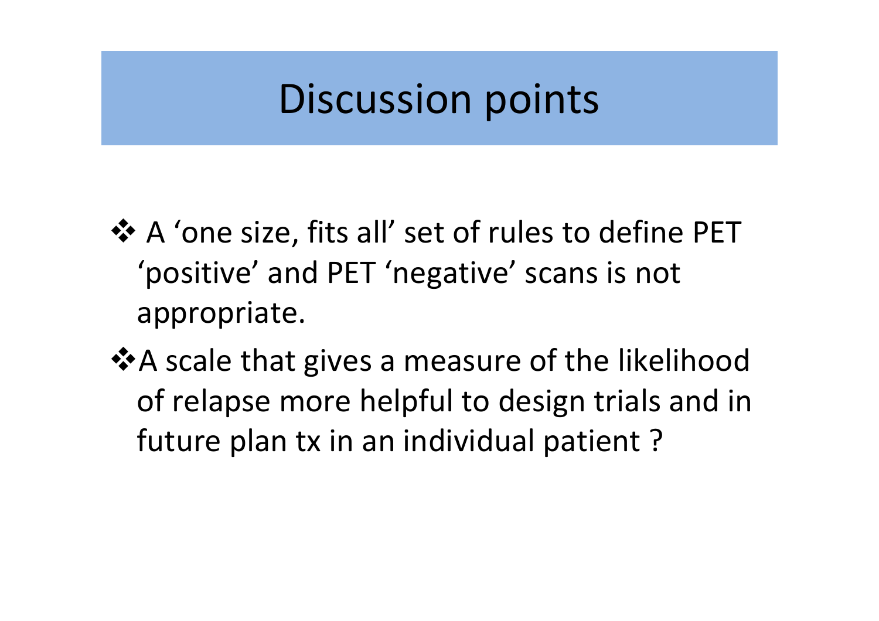# Discussion points

- A 'one size, fits all' set of rules to define PET 'positive' and PET 'negative' scans is not appropriate.
- A scale that gives a measure of the likelihood of relapse more helpful to design trials and in future plan tx in an individual patient ?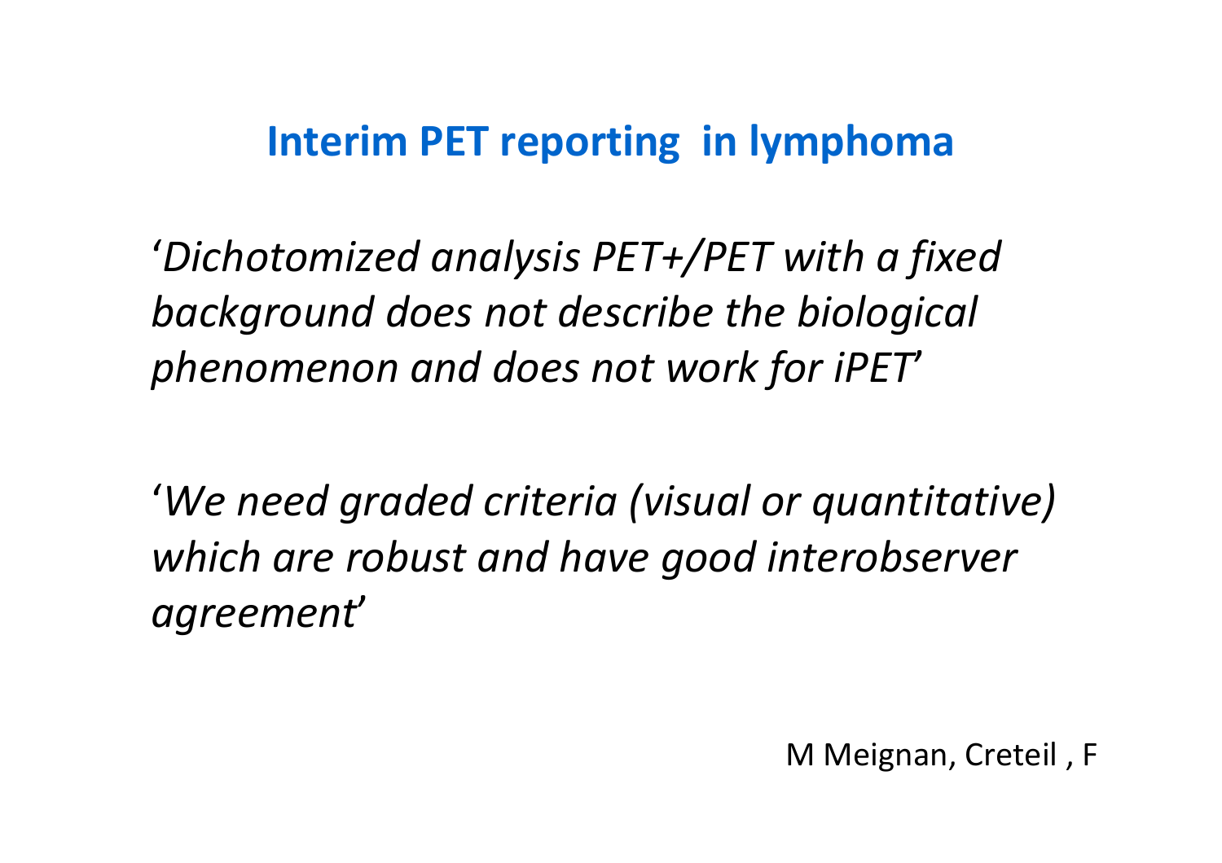# Interim PET reporting in lymphoma

'*Dichotomized analysis PET+/PET with a fixed background does not describe the biological phenomenon and does not work for iPET*'

'*We need graded criteria (visual or quantitative) which are robust and have good interobserver agreement*'

M Meignan, Creteil , F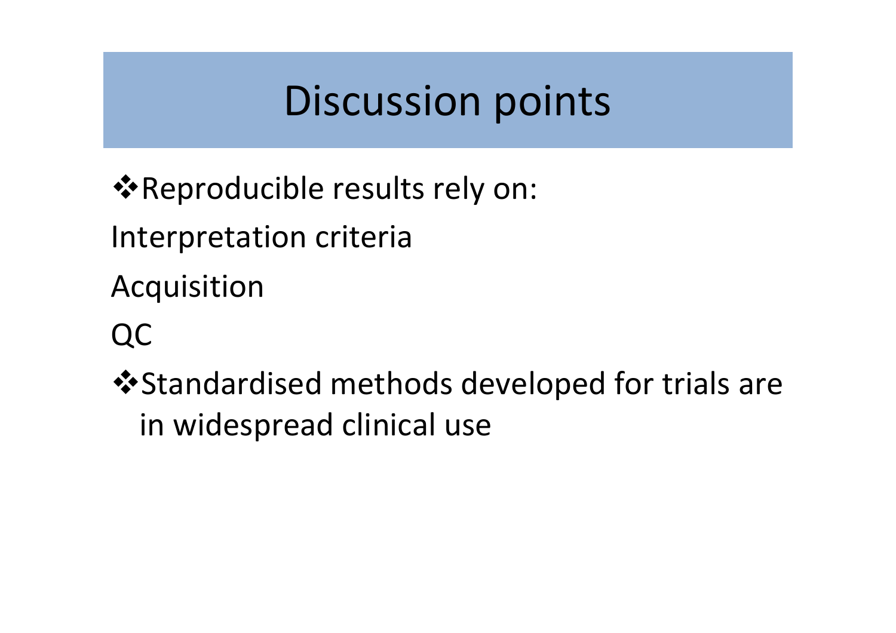# Discussion points

- Reproducible results rely on:

Interpretation criteria

Acquisition

QC

- Standardised methods developed for trials are in widespread clinical use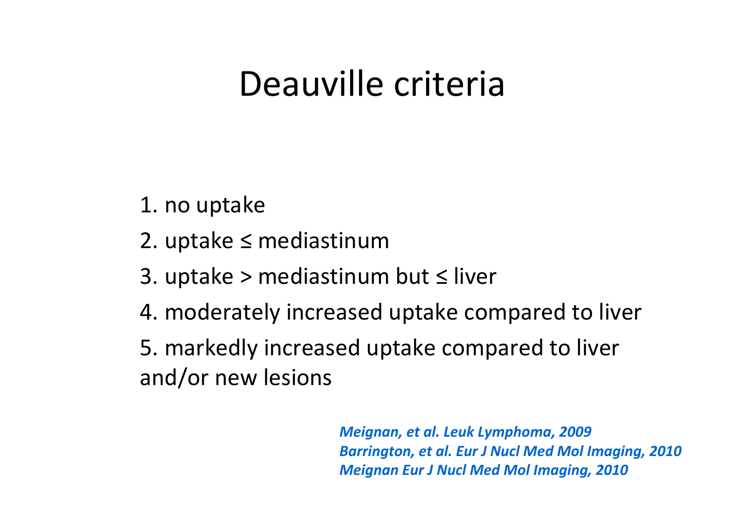# Deauville criteria

1. no uptake
2. uptake ≤ mediastinum
3. uptake > mediastinum but ≤ liver
4. moderately increased uptake compared to liver
5. markedly increased uptake compared to liver and/or new lesions

***Meignan, et al. Leuk Lymphoma, 2009***
***Barrington, et al. Eur J Nucl Med Mol Imaging, 2010***
***Meignan Eur J Nucl Med Mol Imaging, 2010***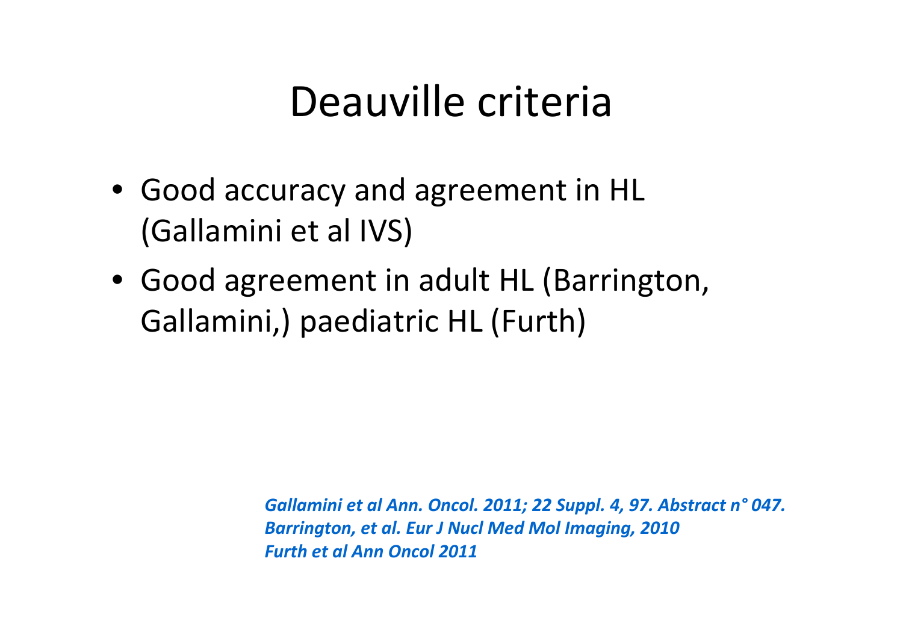# Deauville criteria

- Good accuracy and agreement in HL (Gallamini et al IVS)
- Good agreement in adult HL (Barrington, Gallamini,) paediatric HL (Furth)

*Gallamini et al Ann. Oncol. 2011; 22 Suppl. 4, 97. Abstract n° 047.*
*Barrington, et al. Eur J Nucl Med Mol Imaging, 2010*
*Furth et al Ann Oncol 2011*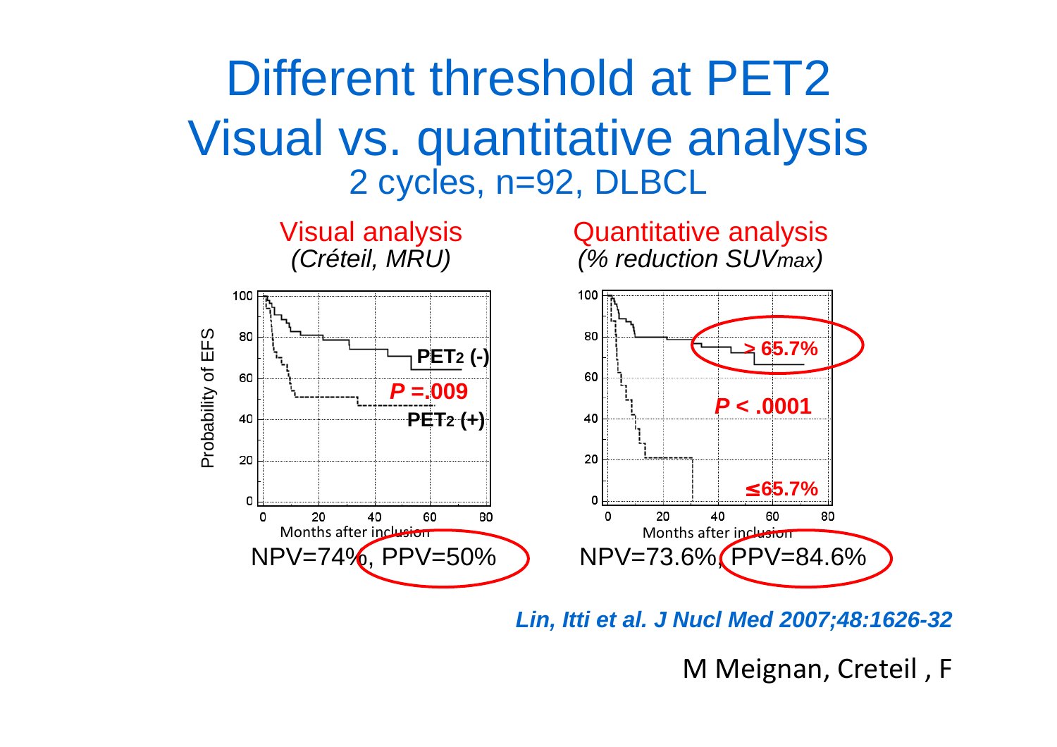# Different threshold at PET2
# Visual vs. quantitative analysis

## 2 cycles, n=92, DLBCL

**Visual analysis**
*(Créteil, MRU)*

Probability of EFS

PET2 (-)

*P* =.009

PET2 (+)

Months after inclusion

NPV=74%, PPV=50%

**Quantitative analysis**
*(% reduction SUVmax)*

> 65.7%

*P* < .0001

≤65.7%

Months after inclusion

NPV=73.6%, PPV=84.6%

***Lin, Itti et al. J Nucl Med 2007;48:1626-32***

M Meignan, Creteil , F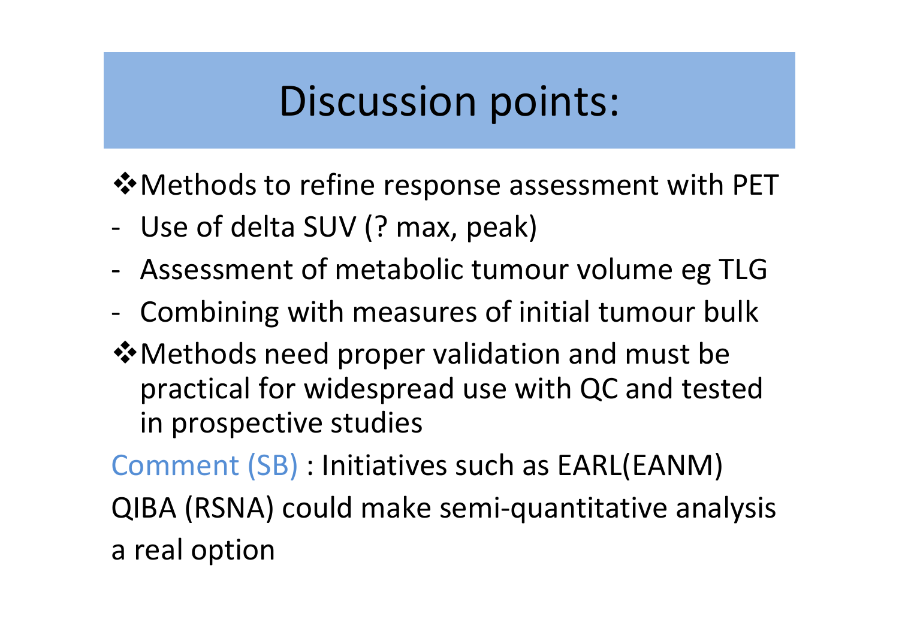# Discussion points:

❖ Methods to refine response assessment with PET

- Use of delta SUV (? max, peak)
- Assessment of metabolic tumour volume eg TLG
- Combining with measures of initial tumour bulk

❖ Methods need proper validation and must be practical for widespread use with QC and tested in prospective studies

Comment (SB) : Initiatives such as EARL(EANM) QIBA (RSNA) could make semi-quantitative analysis a real option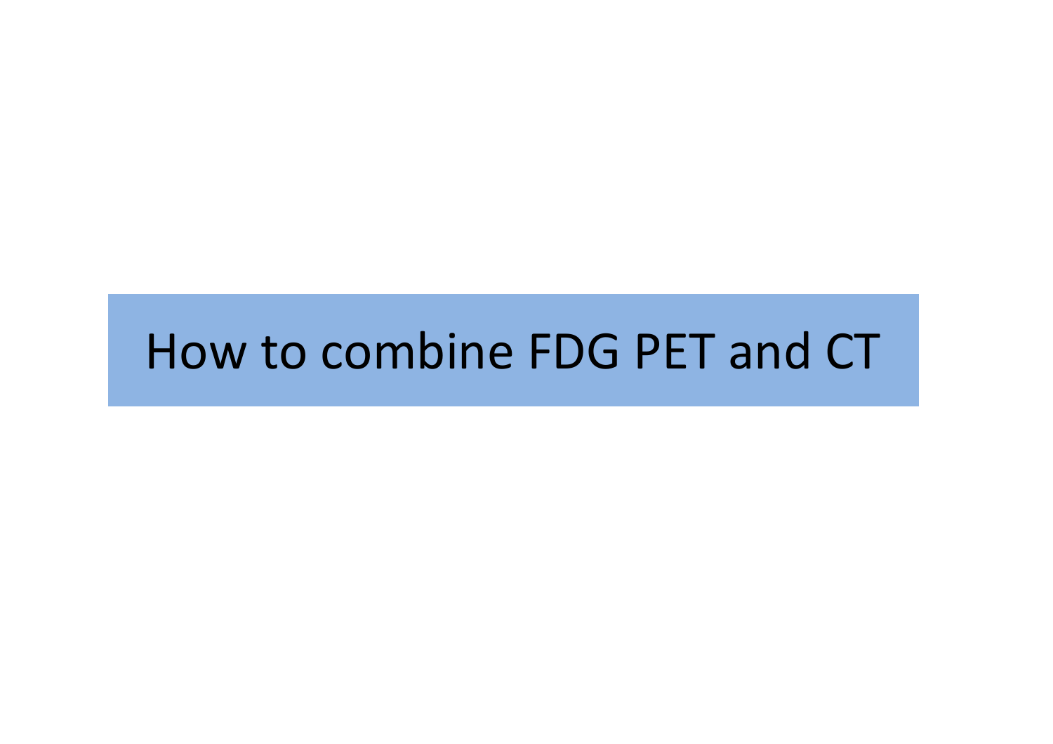# How to combine FDG PET and CT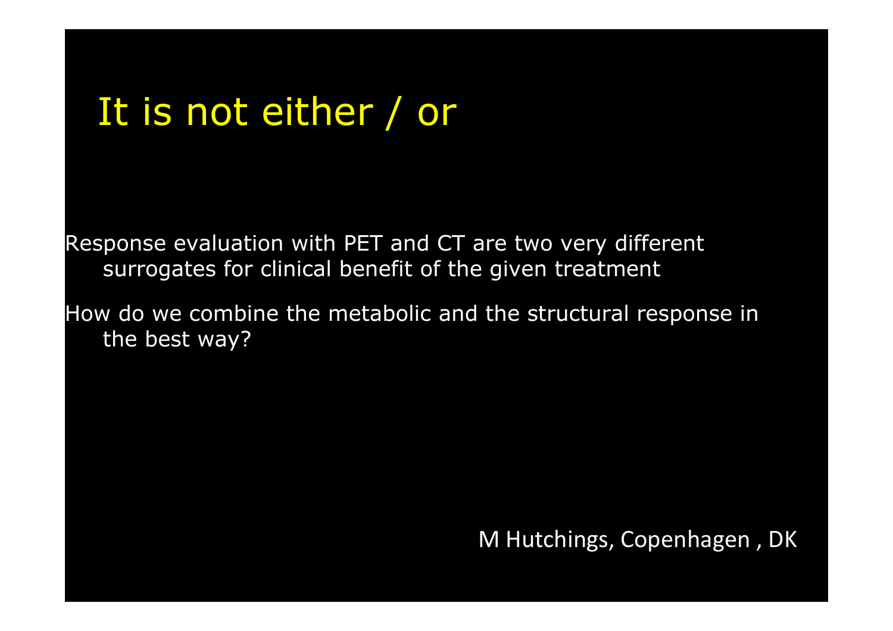# It is not either / or

Response evaluation with PET and CT are two very different surrogates for clinical benefit of the given treatment

How do we combine the metabolic and the structural response in the best way?

M Hutchings, Copenhagen , DK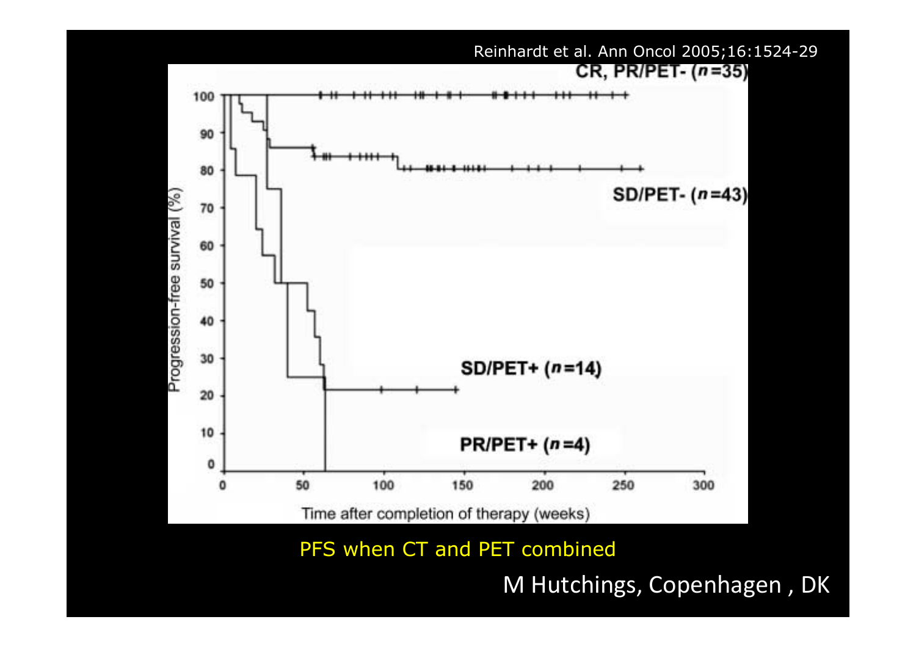Reinhardt et al. Ann Oncol 2005;16:1524-29

CR, PR/PET- ($n$=35)

SD/PET- ($n$=43)

SD/PET+ ($n$=14)

PR/PET+ ($n$=4)

Progression-free survival (%)

Time after completion of therapy (weeks)

PFS when CT and PET combined

M Hutchings, Copenhagen , DK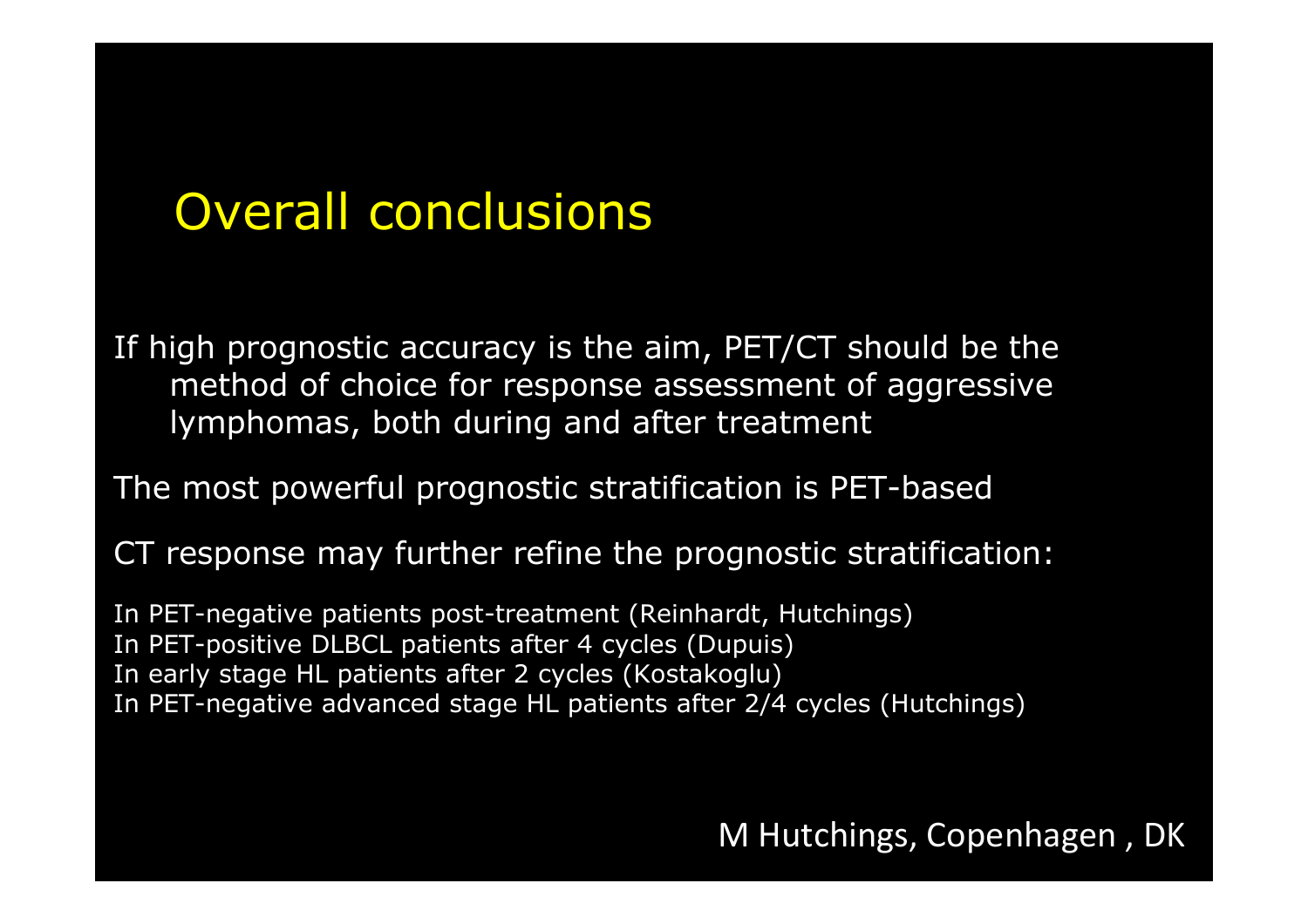# Overall conclusions

If high prognostic accuracy is the aim, PET/CT should be the method of choice for response assessment of aggressive lymphomas, both during and after treatment

The most powerful prognostic stratification is PET-based

CT response may further refine the prognostic stratification:

In PET-negative patients post-treatment (Reinhardt, Hutchings)
In PET-positive DLBCL patients after 4 cycles (Dupuis)
In early stage HL patients after 2 cycles (Kostakoglu)
In PET-negative advanced stage HL patients after 2/4 cycles (Hutchings)

M Hutchings, Copenhagen , DK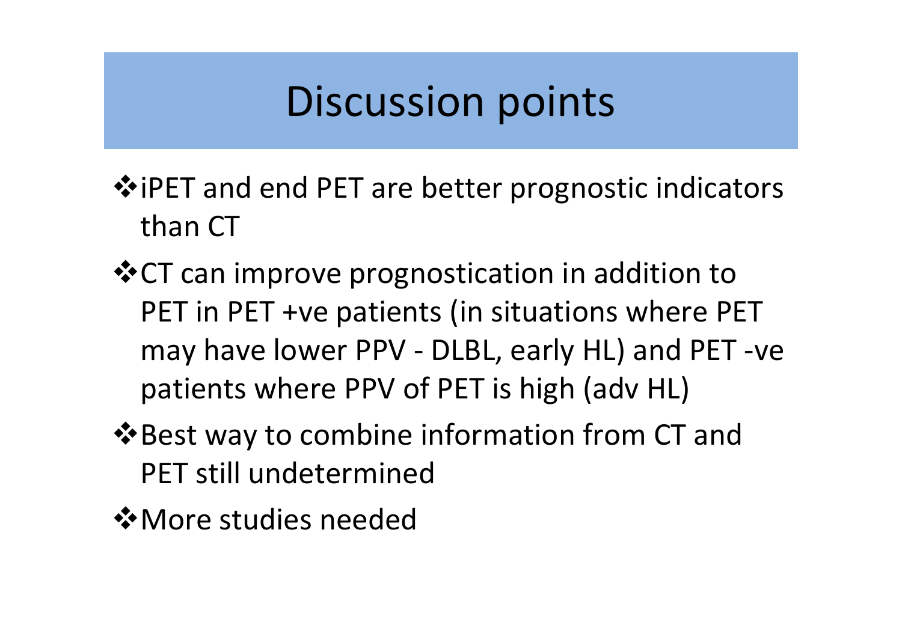# Discussion points

- iPET and end PET are better prognostic indicators than CT
- CT can improve prognostication in addition to PET in PET +ve patients (in situations where PET may have lower PPV - DLBL, early HL) and PET -ve patients where PPV of PET is high (adv HL)
- Best way to combine information from CT and PET still undetermined
- More studies needed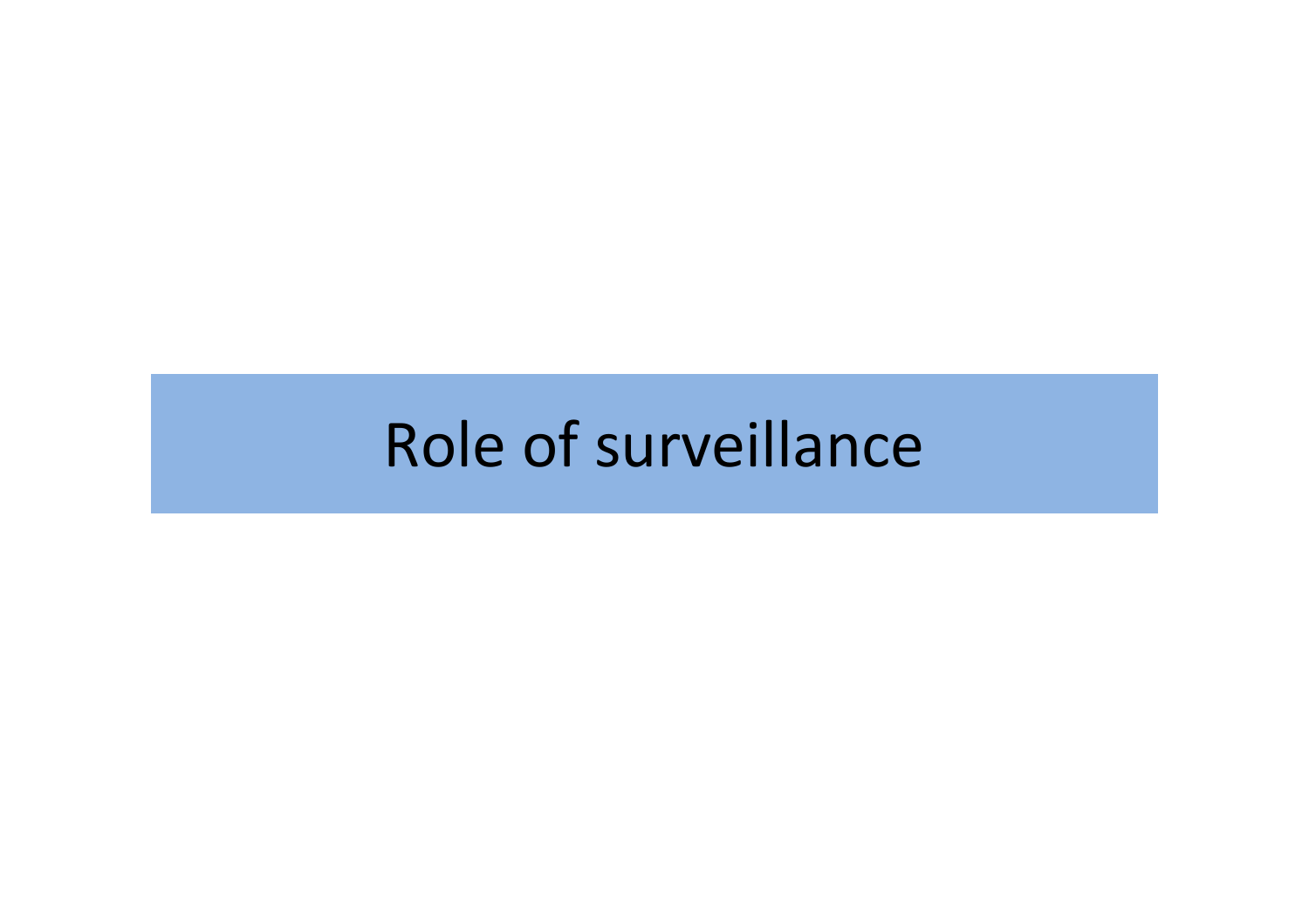# Role of surveillance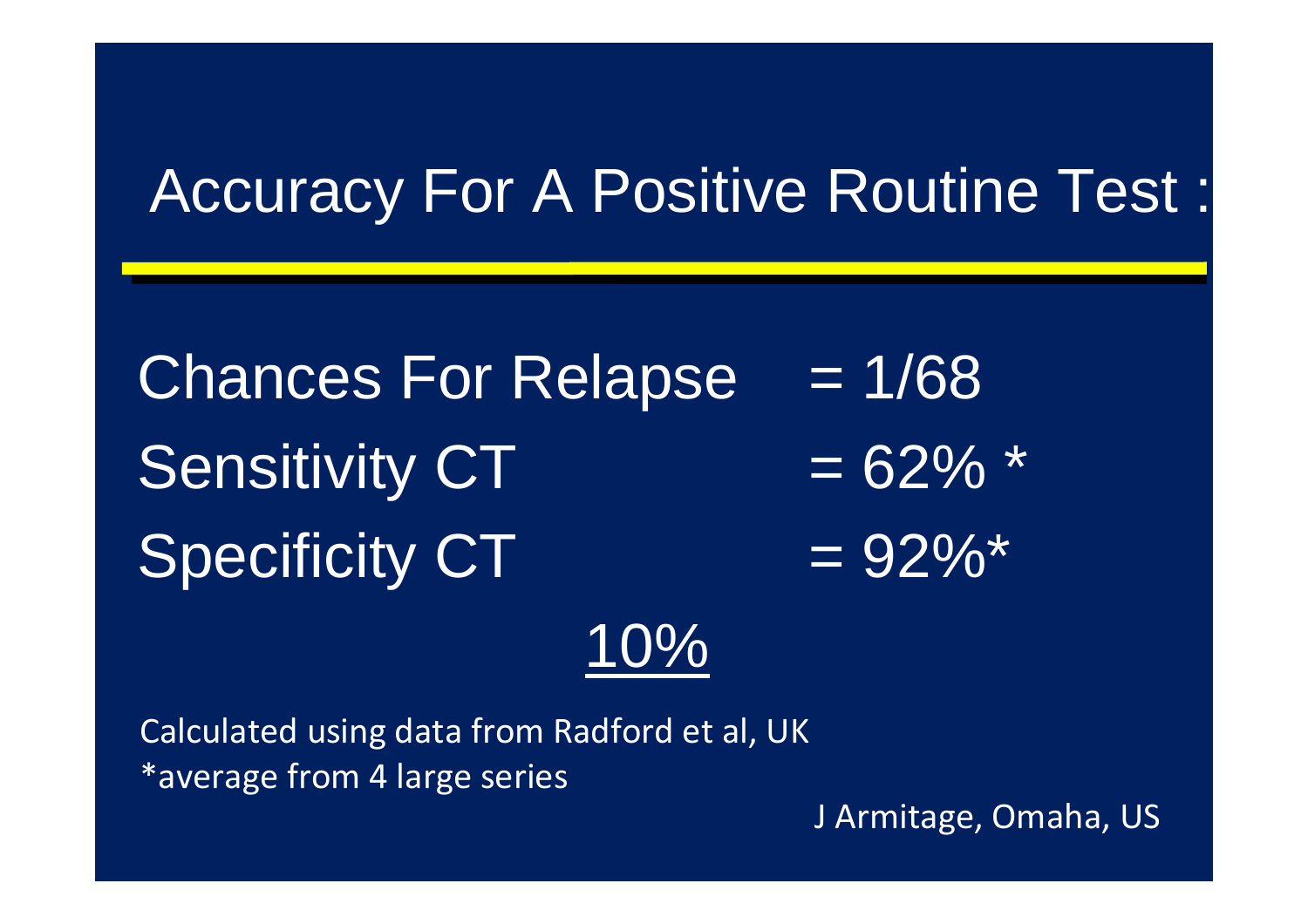# Accuracy For A Positive Routine Test :

Chances For Relapse = 1/68

Sensitivity CT = 62% *

Specificity CT = 92%*

<u>10%</u>

Calculated using data from Radford et al, UK

*average from 4 large series

J Armitage, Omaha, US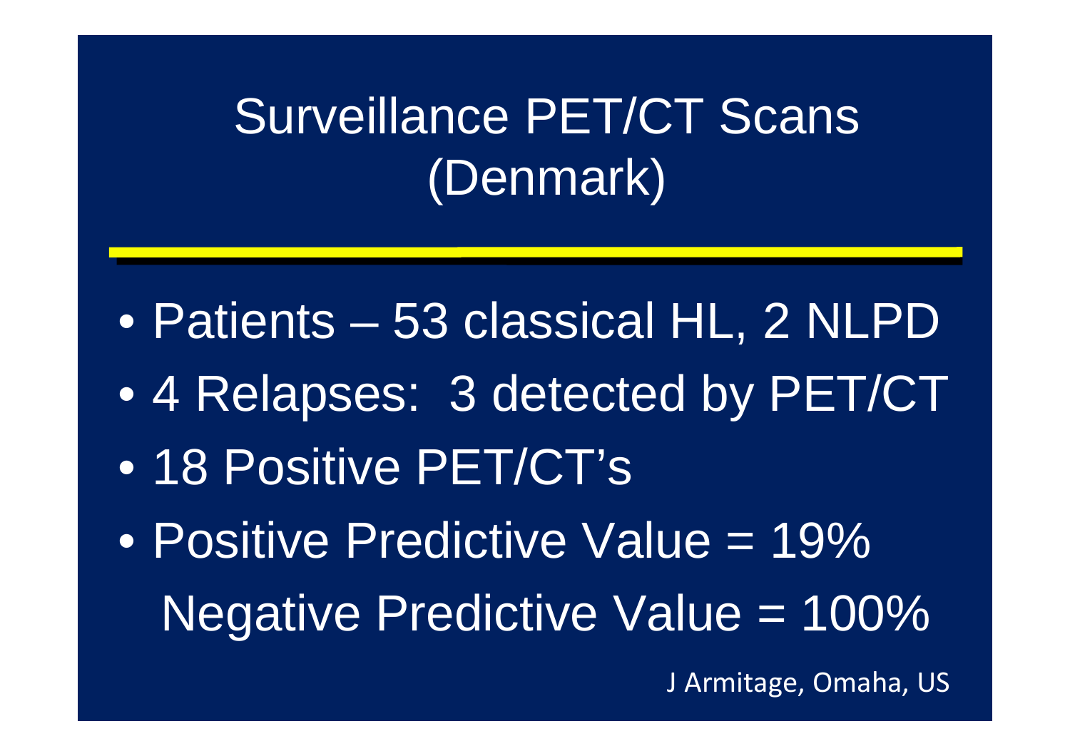# Surveillance PET/CT Scans (Denmark)

- Patients – 53 classical HL, 2 NLPD
- 4 Relapses: 3 detected by PET/CT
- 18 Positive PET/CT's
- Positive Predictive Value = 19%
  Negative Predictive Value = 100%

J Armitage, Omaha, US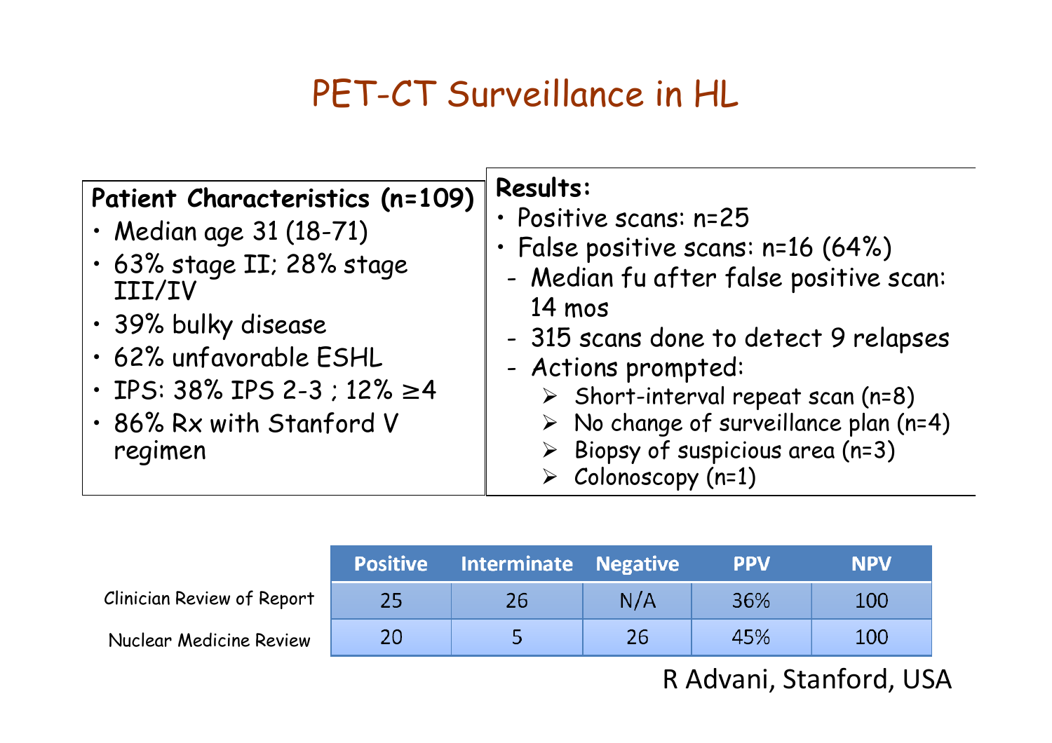# PET-CT Surveillance in HL

**Patient Characteristics (n=109)**

- Median age 31 (18-71)
- 63% stage II; 28% stage III/IV
- 39% bulky disease
- 62% unfavorable ESHL
- IPS: 38% IPS 2-3 ; 12% ≥4
- 86% Rx with Stanford V regimen

**Results:**

- Positive scans: n=25
- False positive scans: n=16 (64%)
  - Median fu after false positive scan: 14 mos
  - 315 scans done to detect 9 relapses
  - Actions prompted:
    - Short-interval repeat scan (n=8)
    - No change of surveillance plan (n=4)
    - Biopsy of suspicious area (n=3)
    - Colonoscopy (n=1)

| | Positive | Interminate | Negative | PPV | NPV |
|---|---|---|---|---|---|
| Clinician Review of Report | 25 | 26 | N/A | 36% | 100 |
| Nuclear Medicine Review | 20 | 5 | 26 | 45% | 100 |

R Advani, Stanford, USA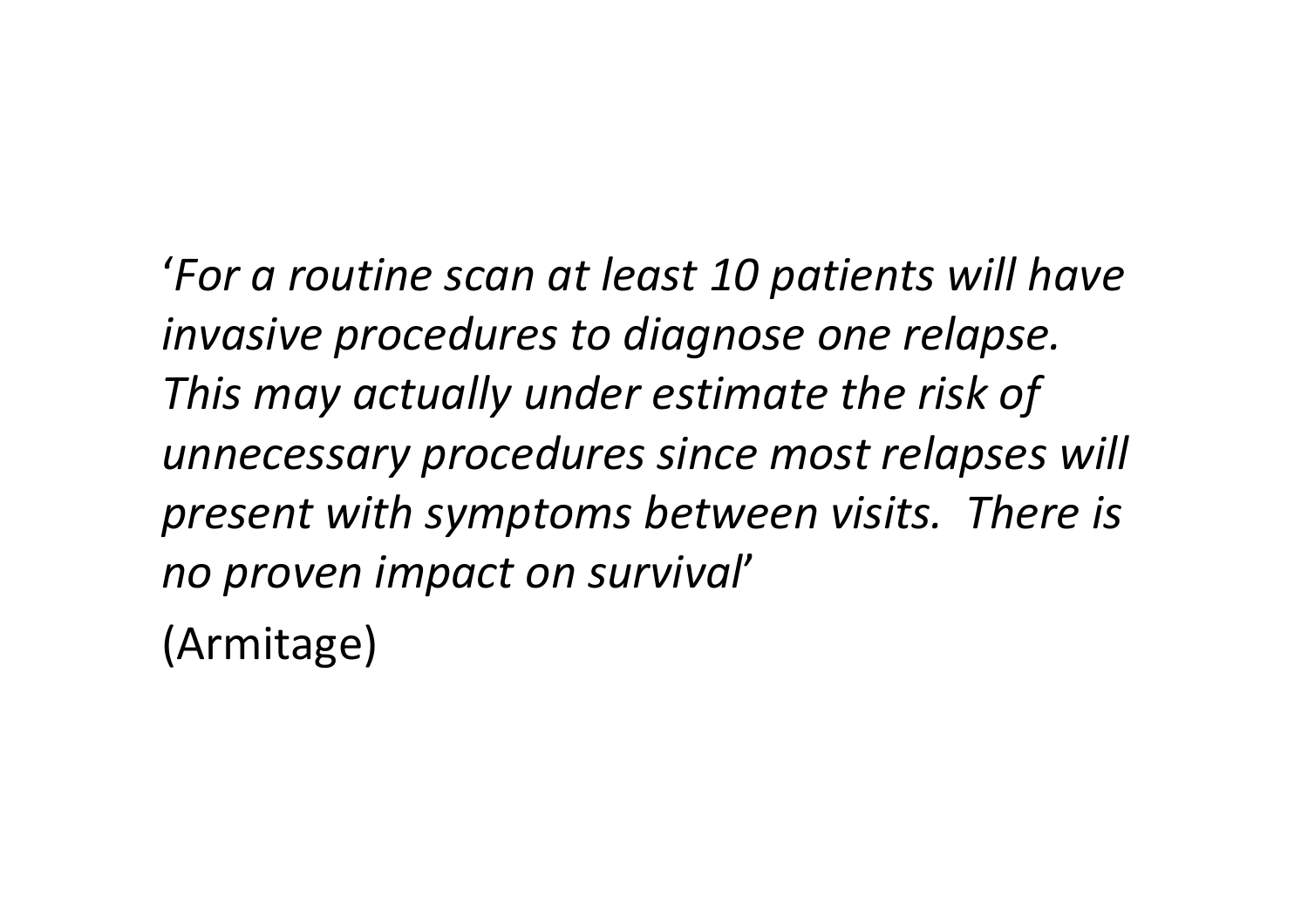'*For a routine scan at least 10 patients will have invasive procedures to diagnose one relapse. This may actually under estimate the risk of unnecessary procedures since most relapses will present with symptoms between visits. There is no proven impact on survival*'

(Armitage)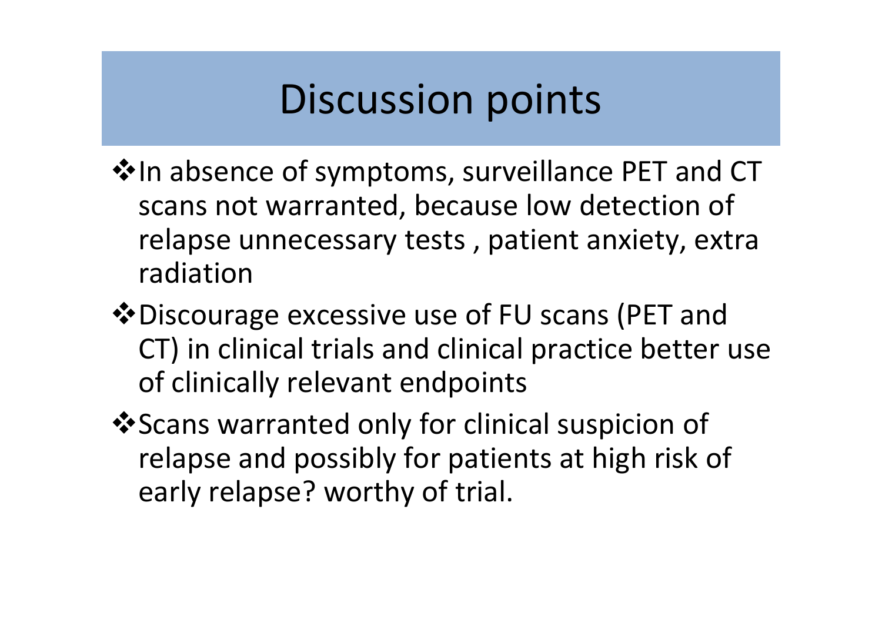# Discussion points

- In absence of symptoms, surveillance PET and CT scans not warranted, because low detection of relapse unnecessary tests , patient anxiety, extra radiation
- Discourage excessive use of FU scans (PET and CT) in clinical trials and clinical practice better use of clinically relevant endpoints
- Scans warranted only for clinical suspicion of relapse and possibly for patients at high risk of early relapse? worthy of trial.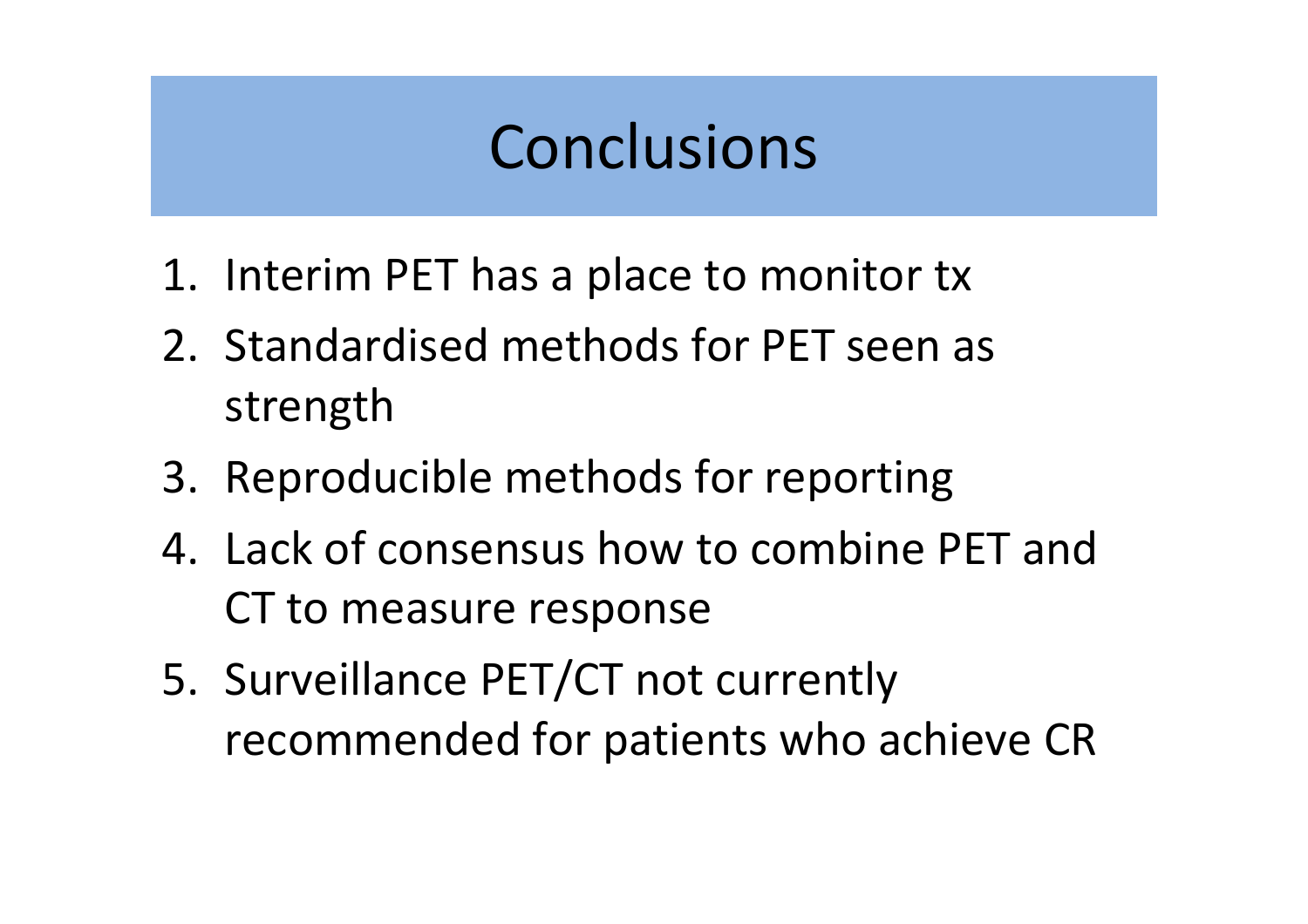# Conclusions

1. Interim PET has a place to monitor tx
2. Standardised methods for PET seen as strength
3. Reproducible methods for reporting
4. Lack of consensus how to combine PET and CT to measure response
5. Surveillance PET/CT not currently recommended for patients who achieve CR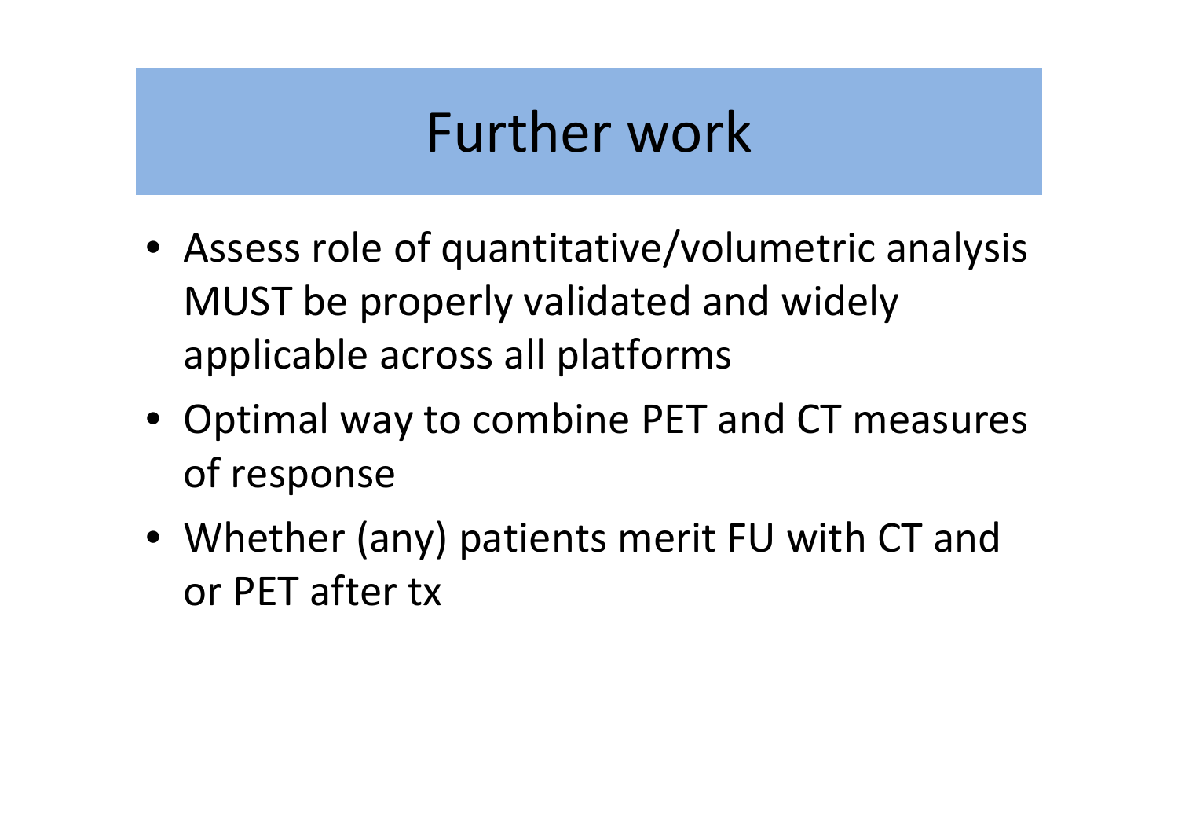# Further work

- Assess role of quantitative/volumetric analysis MUST be properly validated and widely applicable across all platforms
- Optimal way to combine PET and CT measures of response
- Whether (any) patients merit FU with CT and or PET after tx